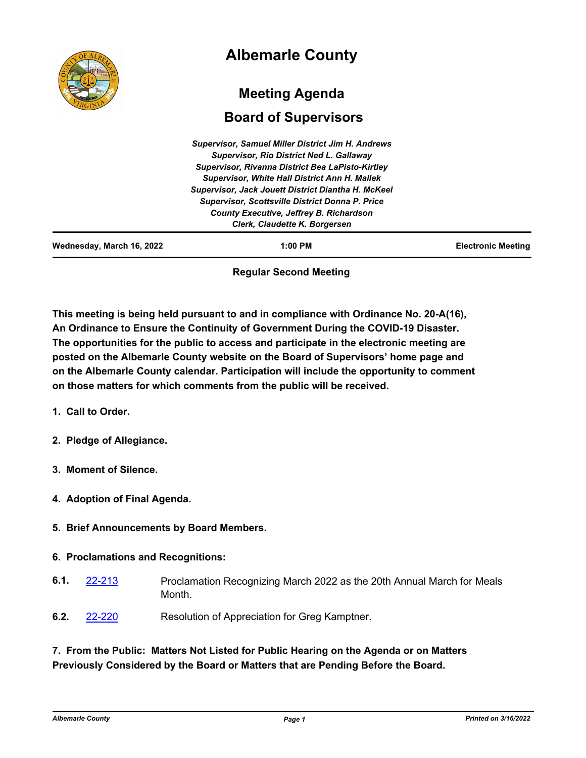# Albemarle County

## Meeting Agenda

## Board of Supervisors

*Supervisor, Samuel Miller District Jim H. Andrews*
*Supervisor, Rio District Ned L. Gallaway*
*Supervisor, Rivanna District Bea LaPisto-Kirtley*
*Supervisor, White Hall District Ann H. Mallek*
*Supervisor, Jack Jouett District Diantha H. McKeel*
*Supervisor, Scottsville District Donna P. Price*
*County Executive, Jeffrey B. Richardson*
*Clerk, Claudette K. Borgersen*

| Wednesday, March 16, 2022 | 1:00 PM | Electronic Meeting |
|---|---|---|

**Regular Second Meeting**

**This meeting is being held pursuant to and in compliance with Ordinance No. 20-A(16), An Ordinance to Ensure the Continuity of Government During the COVID-19 Disaster. The opportunities for the public to access and participate in the electronic meeting are posted on the Albemarle County website on the Board of Supervisors' home page and on the Albemarle County calendar. Participation will include the opportunity to comment on those matters for which comments from the public will be received.**

**1. Call to Order.**

**2. Pledge of Allegiance.**

**3. Moment of Silence.**

**4. Adoption of Final Agenda.**

**5. Brief Announcements by Board Members.**

**6. Proclamations and Recognitions:**

**6.1.** 22-213 Proclamation Recognizing March 2022 as the 20th Annual March for Meals Month.

**6.2.** 22-220 Resolution of Appreciation for Greg Kamptner.

**7. From the Public: Matters Not Listed for Public Hearing on the Agenda or on Matters Previously Considered by the Board or Matters that are Pending Before the Board.**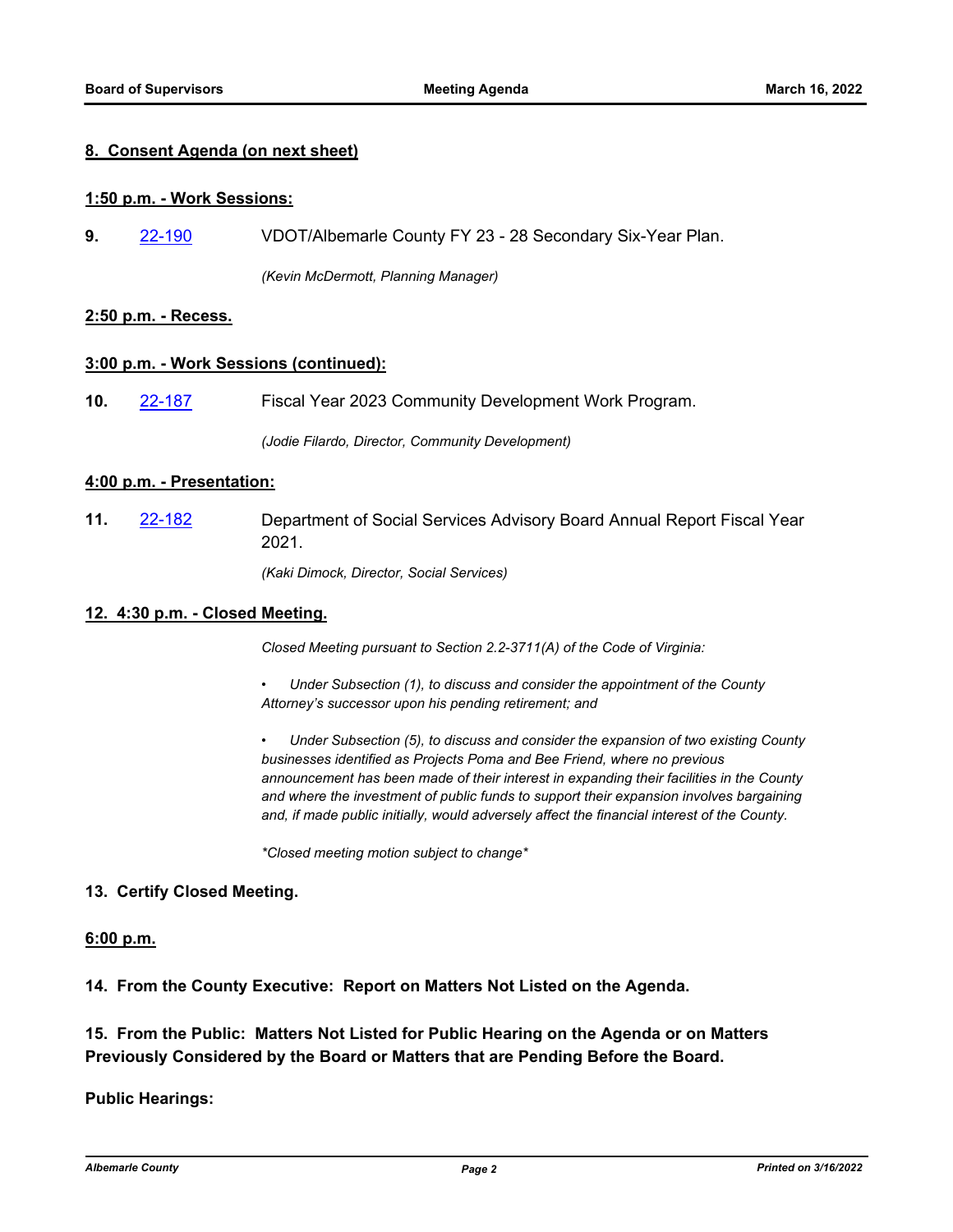**8. Consent Agenda (on next sheet)**

**1:50 p.m. - Work Sessions:**

**9.** 22-190 VDOT/Albemarle County FY 23 - 28 Secondary Six-Year Plan.

*(Kevin McDermott, Planning Manager)*

**2:50 p.m. - Recess.**

**3:00 p.m. - Work Sessions (continued):**

**10.** 22-187 Fiscal Year 2023 Community Development Work Program.

*(Jodie Filardo, Director, Community Development)*

**4:00 p.m. - Presentation:**

**11.** 22-182 Department of Social Services Advisory Board Annual Report Fiscal Year 2021.

*(Kaki Dimock, Director, Social Services)*

**12. 4:30 p.m. - Closed Meeting.**

*Closed Meeting pursuant to Section 2.2-3711(A) of the Code of Virginia:*

- *Under Subsection (1), to discuss and consider the appointment of the County Attorney's successor upon his pending retirement; and*
- *Under Subsection (5), to discuss and consider the expansion of two existing County businesses identified as Projects Poma and Bee Friend, where no previous announcement has been made of their interest in expanding their facilities in the County and where the investment of public funds to support their expansion involves bargaining and, if made public initially, would adversely affect the financial interest of the County.*

*\*Closed meeting motion subject to change\**

**13. Certify Closed Meeting.**

**6:00 p.m.**

**14. From the County Executive: Report on Matters Not Listed on the Agenda.**

**15. From the Public: Matters Not Listed for Public Hearing on the Agenda or on Matters Previously Considered by the Board or Matters that are Pending Before the Board.**

**Public Hearings:**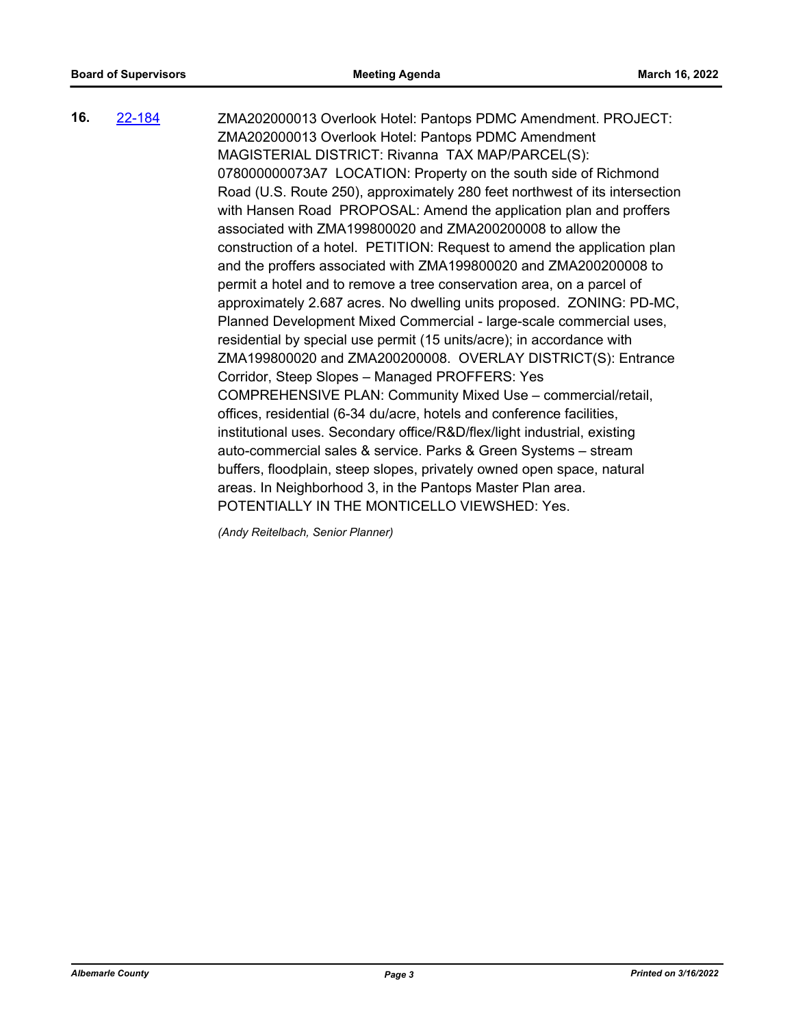**16.** 22-184 ZMA202000013 Overlook Hotel: Pantops PDMC Amendment. PROJECT: ZMA202000013 Overlook Hotel: Pantops PDMC Amendment MAGISTERIAL DISTRICT: Rivanna TAX MAP/PARCEL(S): 078000000073A7 LOCATION: Property on the south side of Richmond Road (U.S. Route 250), approximately 280 feet northwest of its intersection with Hansen Road PROPOSAL: Amend the application plan and proffers associated with ZMA199800020 and ZMA200200008 to allow the construction of a hotel. PETITION: Request to amend the application plan and the proffers associated with ZMA199800020 and ZMA200200008 to permit a hotel and to remove a tree conservation area, on a parcel of approximately 2.687 acres. No dwelling units proposed. ZONING: PD-MC, Planned Development Mixed Commercial - large-scale commercial uses, residential by special use permit (15 units/acre); in accordance with ZMA199800020 and ZMA200200008. OVERLAY DISTRICT(S): Entrance Corridor, Steep Slopes – Managed PROFFERS: Yes COMPREHENSIVE PLAN: Community Mixed Use – commercial/retail, offices, residential (6-34 du/acre, hotels and conference facilities, institutional uses. Secondary office/R&D/flex/light industrial, existing auto-commercial sales & service. Parks & Green Systems – stream buffers, floodplain, steep slopes, privately owned open space, natural areas. In Neighborhood 3, in the Pantops Master Plan area. POTENTIALLY IN THE MONTICELLO VIEWSHED: Yes.

*(Andy Reitelbach, Senior Planner)*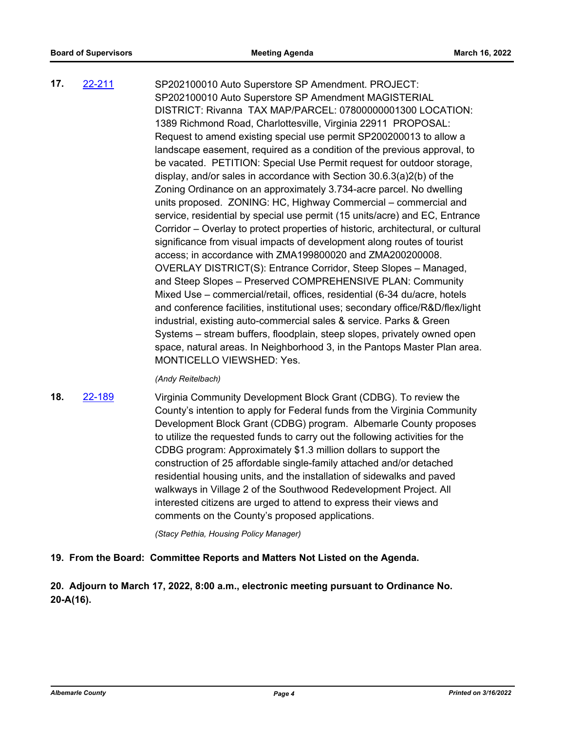**17.** 22-211 SP202100010 Auto Superstore SP Amendment. PROJECT: SP202100010 Auto Superstore SP Amendment MAGISTERIAL DISTRICT: Rivanna TAX MAP/PARCEL: 07800000001300 LOCATION: 1389 Richmond Road, Charlottesville, Virginia 22911 PROPOSAL: Request to amend existing special use permit SP200200013 to allow a landscape easement, required as a condition of the previous approval, to be vacated. PETITION: Special Use Permit request for outdoor storage, display, and/or sales in accordance with Section 30.6.3(a)2(b) of the Zoning Ordinance on an approximately 3.734-acre parcel. No dwelling units proposed. ZONING: HC, Highway Commercial – commercial and service, residential by special use permit (15 units/acre) and EC, Entrance Corridor – Overlay to protect properties of historic, architectural, or cultural significance from visual impacts of development along routes of tourist access; in accordance with ZMA199800020 and ZMA200200008. OVERLAY DISTRICT(S): Entrance Corridor, Steep Slopes – Managed, and Steep Slopes – Preserved COMPREHENSIVE PLAN: Community Mixed Use – commercial/retail, offices, residential (6-34 du/acre, hotels and conference facilities, institutional uses; secondary office/R&D/flex/light industrial, existing auto-commercial sales & service. Parks & Green Systems – stream buffers, floodplain, steep slopes, privately owned open space, natural areas. In Neighborhood 3, in the Pantops Master Plan area. MONTICELLO VIEWSHED: Yes.

*(Andy Reitelbach)*

**18.** 22-189 Virginia Community Development Block Grant (CDBG). To review the County's intention to apply for Federal funds from the Virginia Community Development Block Grant (CDBG) program. Albemarle County proposes to utilize the requested funds to carry out the following activities for the CDBG program: Approximately $1.3 million dollars to support the construction of 25 affordable single-family attached and/or detached residential housing units, and the installation of sidewalks and paved walkways in Village 2 of the Southwood Redevelopment Project. All interested citizens are urged to attend to express their views and comments on the County's proposed applications.

*(Stacy Pethia, Housing Policy Manager)*

**19. From the Board: Committee Reports and Matters Not Listed on the Agenda.**

**20. Adjourn to March 17, 2022, 8:00 a.m., electronic meeting pursuant to Ordinance No. 20-A(16).**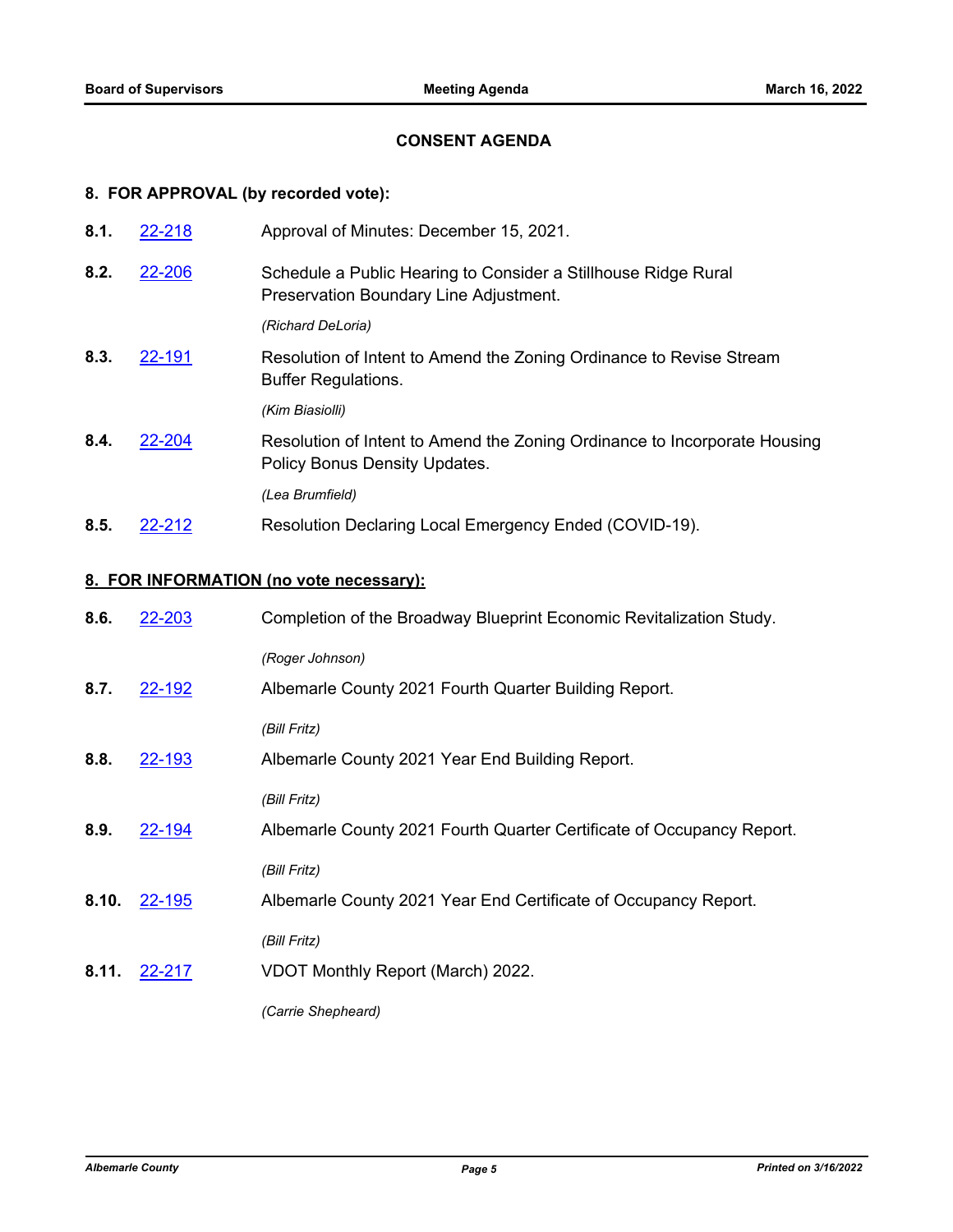## CONSENT AGENDA

### 8. FOR APPROVAL (by recorded vote):

**8.1.** 22-218 Approval of Minutes: December 15, 2021.

**8.2.** 22-206 Schedule a Public Hearing to Consider a Stillhouse Ridge Rural Preservation Boundary Line Adjustment.

*(Richard DeLoria)*

**8.3.** 22-191 Resolution of Intent to Amend the Zoning Ordinance to Revise Stream Buffer Regulations.

*(Kim Biasiolli)*

**8.4.** 22-204 Resolution of Intent to Amend the Zoning Ordinance to Incorporate Housing Policy Bonus Density Updates.

*(Lea Brumfield)*

**8.5.** 22-212 Resolution Declaring Local Emergency Ended (COVID-19).

### 8. FOR INFORMATION (no vote necessary):

**8.6.** 22-203 Completion of the Broadway Blueprint Economic Revitalization Study.

*(Roger Johnson)*

**8.7.** 22-192 Albemarle County 2021 Fourth Quarter Building Report.

*(Bill Fritz)*

**8.8.** 22-193 Albemarle County 2021 Year End Building Report.

*(Bill Fritz)*

**8.9.** 22-194 Albemarle County 2021 Fourth Quarter Certificate of Occupancy Report.

*(Bill Fritz)*

**8.10.** 22-195 Albemarle County 2021 Year End Certificate of Occupancy Report.

*(Bill Fritz)*

**8.11.** 22-217 VDOT Monthly Report (March) 2022.

*(Carrie Shepheard)*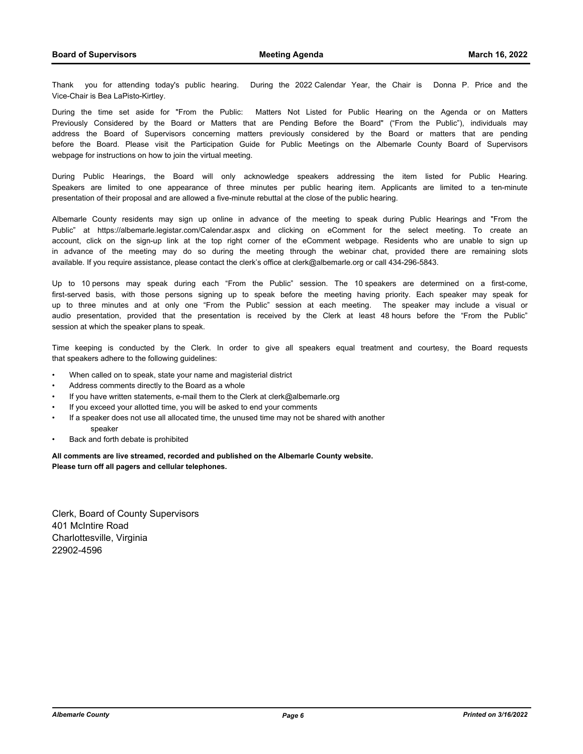Thank you for attending today's public hearing. During the 2022 Calendar Year, the Chair is Donna P. Price and the Vice-Chair is Bea LaPisto-Kirtley.

During the time set aside for "From the Public: Matters Not Listed for Public Hearing on the Agenda or on Matters Previously Considered by the Board or Matters that are Pending Before the Board" ("From the Public"), individuals may address the Board of Supervisors concerning matters previously considered by the Board or matters that are pending before the Board. Please visit the Participation Guide for Public Meetings on the Albemarle County Board of Supervisors webpage for instructions on how to join the virtual meeting.

During Public Hearings, the Board will only acknowledge speakers addressing the item listed for Public Hearing. Speakers are limited to one appearance of three minutes per public hearing item. Applicants are limited to a ten-minute presentation of their proposal and are allowed a five-minute rebuttal at the close of the public hearing.

Albemarle County residents may sign up online in advance of the meeting to speak during Public Hearings and "From the Public" at https://albemarle.legistar.com/Calendar.aspx and clicking on eComment for the select meeting. To create an account, click on the sign-up link at the top right corner of the eComment webpage. Residents who are unable to sign up in advance of the meeting may do so during the meeting through the webinar chat, provided there are remaining slots available. If you require assistance, please contact the clerk's office at clerk@albemarle.org or call 434-296-5843.

Up to 10 persons may speak during each "From the Public" session. The 10 speakers are determined on a first-come, first-served basis, with those persons signing up to speak before the meeting having priority. Each speaker may speak for up to three minutes and at only one "From the Public" session at each meeting. The speaker may include a visual or audio presentation, provided that the presentation is received by the Clerk at least 48 hours before the "From the Public" session at which the speaker plans to speak.

Time keeping is conducted by the Clerk. In order to give all speakers equal treatment and courtesy, the Board requests that speakers adhere to the following guidelines:

- When called on to speak, state your name and magisterial district
- Address comments directly to the Board as a whole
- If you have written statements, e-mail them to the Clerk at clerk@albemarle.org
- If you exceed your allotted time, you will be asked to end your comments
- If a speaker does not use all allocated time, the unused time may not be shared with another speaker
- Back and forth debate is prohibited

**All comments are live streamed, recorded and published on the Albemarle County website.**
**Please turn off all pagers and cellular telephones.**

Clerk, Board of County Supervisors
401 McIntire Road
Charlottesville, Virginia
22902-4596